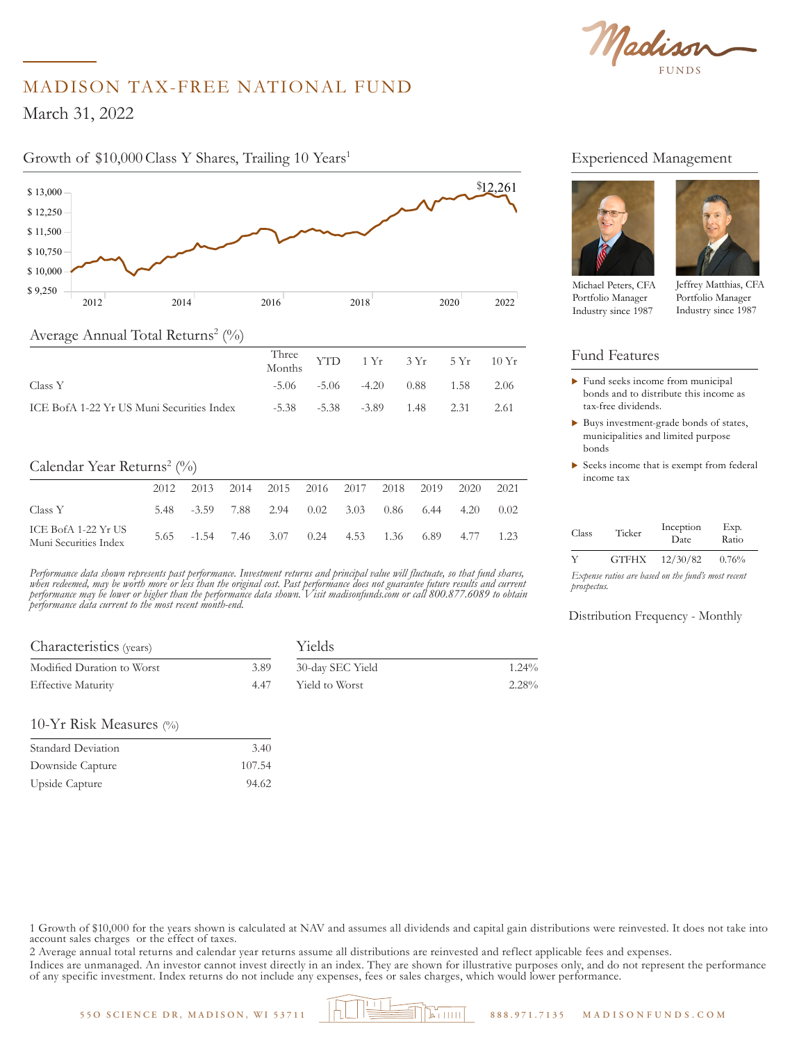# MADISON TAX-FREE NATIONAL FUND

March 31, 2022

## Growth of $10,000 Class Y Shares, Trailing 10 Years[1]

$12,261

## Average Annual Total Returns[2] (%)

| | Three Months | YTD | 1 Yr | 3 Yr | 5 Yr | 10 Yr |
|---|---|---|---|---|---|---|
| Class Y | -5.06 | -5.06 | -4.20 | 0.88 | 1.58 | 2.06 |
| ICE BofA 1-22 Yr US Muni Securities Index | -5.38 | -5.38 | -3.89 | 1.48 | 2.31 | 2.61 |

## Calendar Year Returns[2] (%)

| | 2012 | 2013 | 2014 | 2015 | 2016 | 2017 | 2018 | 2019 | 2020 | 2021 |
|---|---|---|---|---|---|---|---|---|---|---|
| Class Y | 5.48 | -3.59 | 7.88 | 2.94 | 0.02 | 3.03 | 0.86 | 6.44 | 4.20 | 0.02 |
| ICE BofA 1-22 Yr US Muni Securities Index | 5.65 | -1.54 | 7.46 | 3.07 | 0.24 | 4.53 | 1.36 | 6.89 | 4.77 | 1.23 |

*Performance data shown represents past performance. Investment returns and principal value will fluctuate, so that fund shares, when redeemed, may be worth more or less than the original cost. Past performance does not guarantee future results and current performance may be lower or higher than the performance data shown. Visit madisonfunds.com or call 800.877.6089 to obtain performance data current to the most recent month-end.*

## Characteristics (years)

| | |
|---|---|
| Modified Duration to Worst | 3.89 |
| Effective Maturity | 4.47 |

## Yields

| | |
|---|---|
| 30-day SEC Yield | 1.24% |
| Yield to Worst | 2.28% |

## 10-Yr Risk Measures (%)

| | |
|---|---|
| Standard Deviation | 3.40 |
| Downside Capture | 107.54 |
| Upside Capture | 94.62 |

## Experienced Management

Michael Peters, CFA
Portfolio Manager
Industry since 1987

Jeffrey Matthias, CFA
Portfolio Manager
Industry since 1987

## Fund Features

- Fund seeks income from municipal bonds and to distribute this income as tax-free dividends.
- Buys investment-grade bonds of states, municipalities and limited purpose bonds
- Seeks income that is exempt from federal income tax

| Class | Ticker | Inception Date | Exp. Ratio |
|---|---|---|---|
| Y | GTFHX | 12/30/82 | 0.76% |

*Expense ratios are based on the fund's most recent prospectus.*

Distribution Frequency - Monthly

1 Growth of $10,000 for the years shown is calculated at NAV and assumes all dividends and capital gain distributions were reinvested. It does not take into account sales charges or the effect of taxes.

2 Average annual total returns and calendar year returns assume all distributions are reinvested and reflect applicable fees and expenses.

Indices are unmanaged. An investor cannot invest directly in an index. They are shown for illustrative purposes only, and do not represent the performance of any specific investment. Index returns do not include any expenses, fees or sales charges, which would lower performance.

550 SCIENCE DR, MADISON, WI 53711 | 888.971.7135 | MADISONFUNDS.COM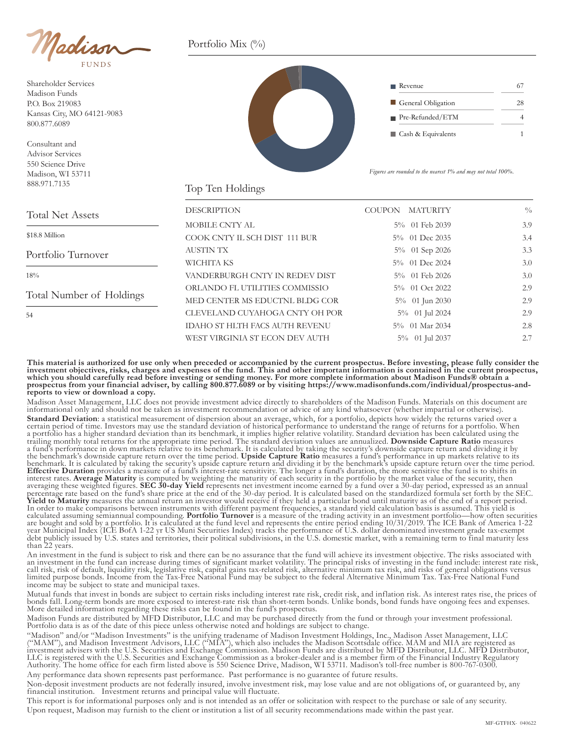Madison FUNDS

Shareholder Services
Madison Funds
P.O. Box 219083
Kansas City, MO 64121-9083
800.877.6089

Consultant and
Advisor Services
550 Science Drive
Madison, WI 53711
888.971.7135

## Total Net Assets

$18.8 Million

## Portfolio Turnover

18%

## Total Number of Holdings

54

## Portfolio Mix (%)

Revenue 67
General Obligation 28
Pre-Refunded/ETM 4
Cash & Equivalents 1

*Figures are rounded to the nearest 1% and may not total 100%.*

## Top Ten Holdings

| DESCRIPTION | COUPON | MATURITY | % |
|---|---|---|---|
| MOBILE CNTY AL | 5% | 01 Feb 2039 | 3.9 |
| COOK CNTY IL SCH DIST 111 BUR | 5% | 01 Dec 2035 | 3.4 |
| AUSTIN TX | 5% | 01 Sep 2026 | 3.3 |
| WICHITA KS | 5% | 01 Dec 2024 | 3.0 |
| VANDERBURGH CNTY IN REDEV DIST | 5% | 01 Feb 2026 | 3.0 |
| ORLANDO FL UTILITIES COMMISSIO | 5% | 01 Oct 2022 | 2.9 |
| MED CENTER MS EDUCTNL BLDG COR | 5% | 01 Jun 2030 | 2.9 |
| CLEVELAND CUYAHOGA CNTY OH POR | 5% | 01 Jul 2024 | 2.9 |
| IDAHO ST HLTH FACS AUTH REVENU | 5% | 01 Mar 2034 | 2.8 |
| WEST VIRGINIA ST ECON DEV AUTH | 5% | 01 Jul 2037 | 2.7 |

**This material is authorized for use only when preceded or accompanied by the current prospectus. Before investing, please fully consider the investment objectives, risks, charges and expenses of the fund. This and other important information is contained in the current prospectus, which you should carefully read before investing or sending money. For more complete information about Madison Funds® obtain a prospectus from your financial adviser, by calling 800.877.6089 or by visiting https://www.madisonfunds.com/individual/prospectus-and-reports to view or download a copy.**

Madison Asset Management, LLC does not provide investment advice directly to shareholders of the Madison Funds. Materials on this document are informational only and should not be taken as investment recommendation or advice of any kind whatsoever (whether impartial or otherwise).

**Standard Deviation**: a statistical measurement of dispersion about an average, which, for a portfolio, depicts how widely the returns varied over a certain period of time. Investors may use the standard deviation of historical performance to understand the range of returns for a portfolio. When a portfolio has a higher standard deviation than its benchmark, it implies higher relative volatility. Standard deviation has been calculated using the trailing monthly total returns for the appropriate time period. The standard deviation values are annualized. **Downside Capture Ratio** measures a fund's performance in down markets relative to its benchmark. It is calculated by taking the security's downside capture return and dividing it by the benchmark's downside capture return over the time period. **Upside Capture Ratio** measures a fund's performance in up markets relative to its benchmark. It is calculated by taking the security's upside capture return and dividing it by the benchmark's upside capture return over the time period. **Effective Duration** provides a measure of a fund's interest-rate sensitivity. The longer a fund's duration, the more sensitive the fund is to shifts in interest rates. **Average Maturity** is computed by weighting the maturity of each security in the portfolio by the market value of the security, then averaging these weighted figures. **SEC 30-day Yield** represents net investment income earned by a fund over a 30-day period, expressed as an annual percentage rate based on the fund's share price at the end of the 30-day period. It is calculated based on the standardized formula set forth by the SEC. **Yield to Maturity** measures the annual return an investor would receive if they held a particular bond until maturity as of the end of a report period. In order to make comparisons between instruments with different payment frequencies, a standard yield calculation basis is assumed. This yield is calculated assuming semiannual compounding. **Portfolio Turnover** is a measure of the trading activity in an investment portfolio—how often securities are bought and sold by a portfolio. It is calculated at the fund level and represents the entire period ending 10/31/2019. The ICE Bank of America 1-22 year Municipal Index (ICE BofA 1-22 yr US Muni Securities Index) tracks the performance of U.S. dollar denominated investment grade tax-exempt debt publicly issued by U.S. states and territories, their political subdivisions, in the U.S. domestic market, with a remaining term to final maturity less than 22 years.

An investment in the fund is subject to risk and there can be no assurance that the fund will achieve its investment objective. The risks associated with an investment in the fund can increase during times of significant market volatility. The principal risks of investing in the fund include: interest rate risk, call risk, risk of default, liquidity risk, legislative risk, capital gains tax-related risk, alternative minimum tax risk, and risks of general obligations versus limited purpose bonds. Income from the Tax-Free National Fund may be subject to the federal Alternative Minimum Tax. Tax-Free National Fund income may be subject to state and municipal taxes.

Mutual funds that invest in bonds are subject to certain risks including interest rate risk, credit risk, and inflation risk. As interest rates rise, the prices of bonds fall. Long-term bonds are more exposed to interest-rate risk than short-term bonds. Unlike bonds, bond funds have ongoing fees and expenses. More detailed information regarding these risks can be found in the fund's prospectus.

Madison Funds are distributed by MFD Distributor, LLC and may be purchased directly from the fund or through your investment professional. Portfolio data is as of the date of this piece unless otherwise noted and holdings are subject to change.

"Madison" and/or "Madison Investments" is the unifying tradename of Madison Investment Holdings, Inc., Madison Asset Management, LLC ("MAM"), and Madison Investment Advisors, LLC ("MIA"), which also includes the Madison Scottsdale office. MAM and MIA are registered as investment advisers with the U.S. Securities and Exchange Commission. Madison Funds are distributed by MFD Distributor, LLC. MFD Distributor, LLC is registered with the U.S. Securities and Exchange Commission as a broker-dealer and is a member firm of the Financial Industry Regulatory Authority. The home office for each firm listed above is 550 Science Drive, Madison, WI 53711. Madison's toll-free number is 800-767-0300.

Any performance data shown represents past performance. Past performance is no guarantee of future results.

Non-deposit investment products are not federally insured, involve investment risk, may lose value and are not obligations of, or guaranteed by, any financial institution. Investment returns and principal value will fluctuate.

This report is for informational purposes only and is not intended as an offer or solicitation with respect to the purchase or sale of any security.

Upon request, Madison may furnish to the client or institution a list of all security recommendations made within the past year.

MF-GTFHX- 040622